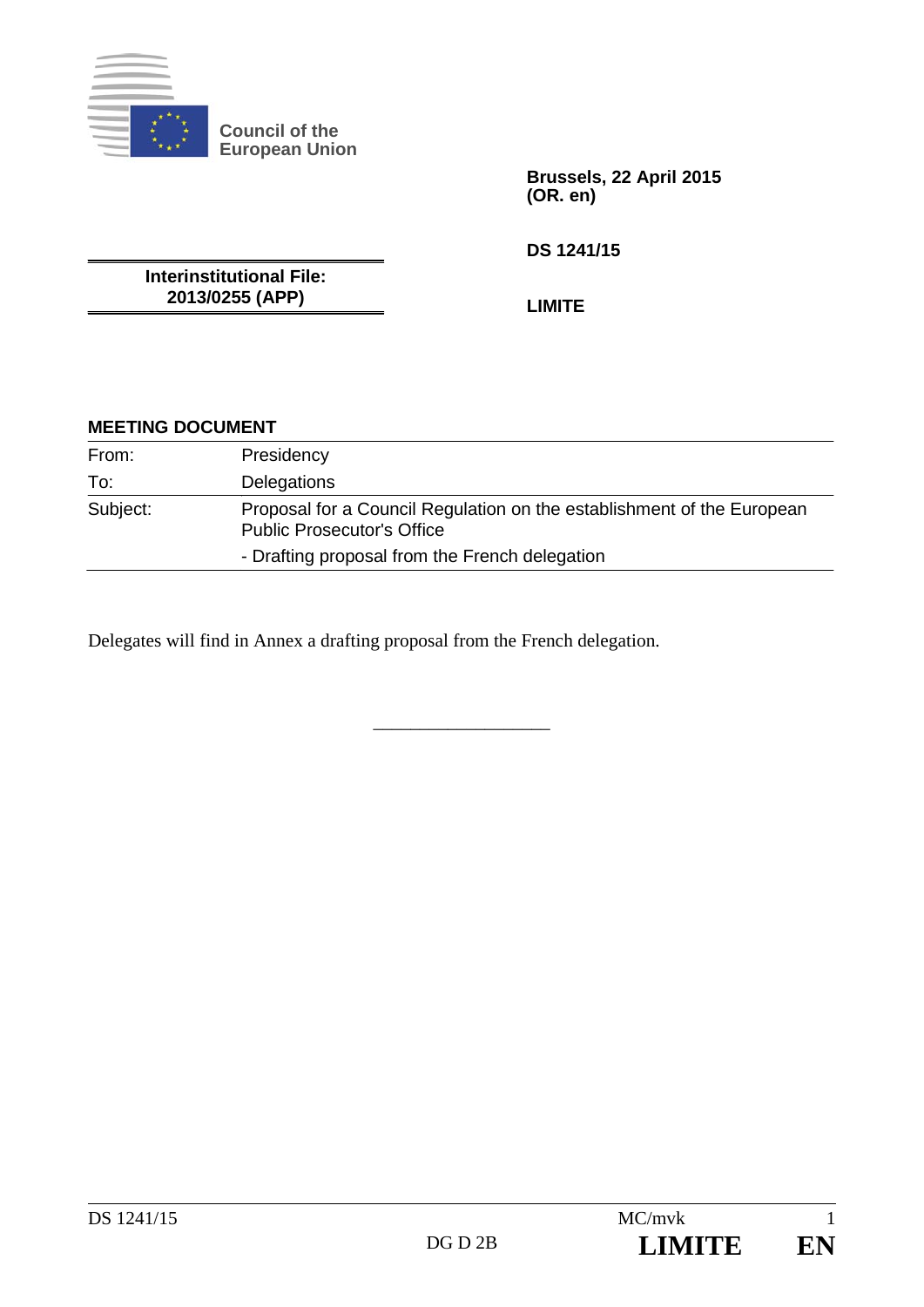Council of the European Union

**Brussels, 22 April 2015**
**(OR. en)**

**DS 1241/15**

**Interinstitutional File:**
**2013/0255 (APP)**

**LIMITE**

**MEETING DOCUMENT**

| | |
|---|---|
| From: | Presidency |
| To: | Delegations |
| Subject: | Proposal for a Council Regulation on the establishment of the European Public Prosecutor's Office<br>- Drafting proposal from the French delegation |

Delegates will find in Annex a drafting proposal from the French delegation.

---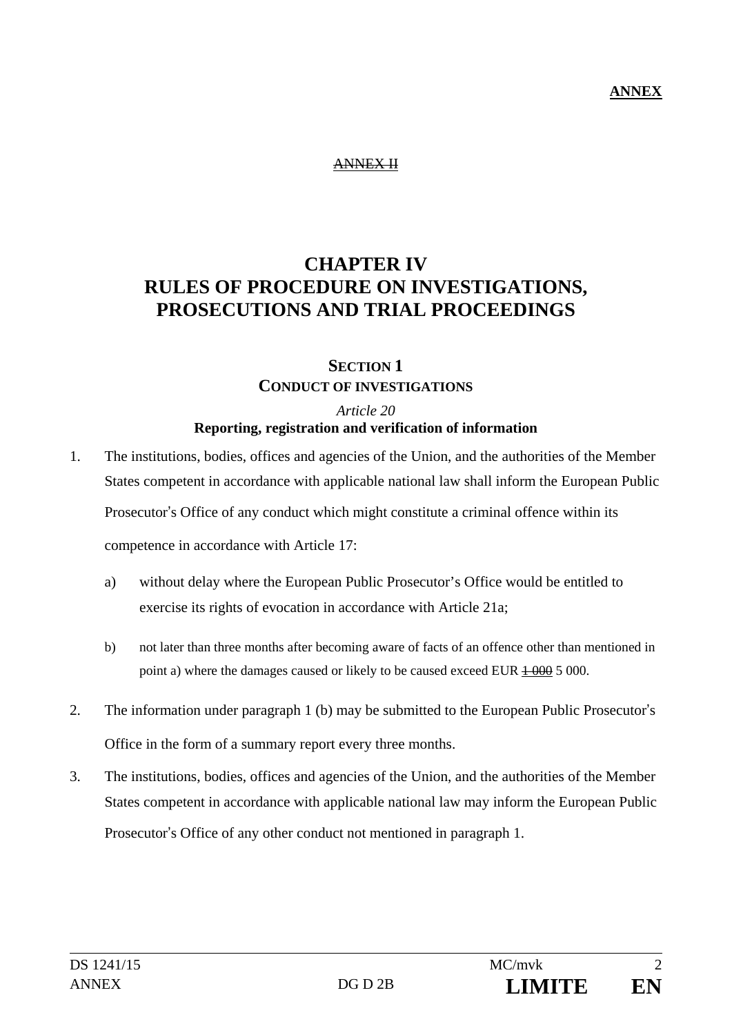**ANNEX**

~~ANNEX II~~

# CHAPTER IV
# RULES OF PROCEDURE ON INVESTIGATIONS, PROSECUTIONS AND TRIAL PROCEEDINGS

## SECTION 1
## CONDUCT OF INVESTIGATIONS

*Article 20*

**Reporting, registration and verification of information**

1. The institutions, bodies, offices and agencies of the Union, and the authorities of the Member States competent in accordance with applicable national law shall inform the European Public Prosecutor's Office of any conduct which might constitute a criminal offence within its competence in accordance with Article 17:

   a) without delay where the European Public Prosecutor's Office would be entitled to exercise its rights of evocation in accordance with Article 21a;

   b) not later than three months after becoming aware of facts of an offence other than mentioned in point a) where the damages caused or likely to be caused exceed EUR ~~1 000~~ 5 000.

2. The information under paragraph 1 (b) may be submitted to the European Public Prosecutor's Office in the form of a summary report every three months.

3. The institutions, bodies, offices and agencies of the Union, and the authorities of the Member States competent in accordance with applicable national law may inform the European Public Prosecutor's Office of any other conduct not mentioned in paragraph 1.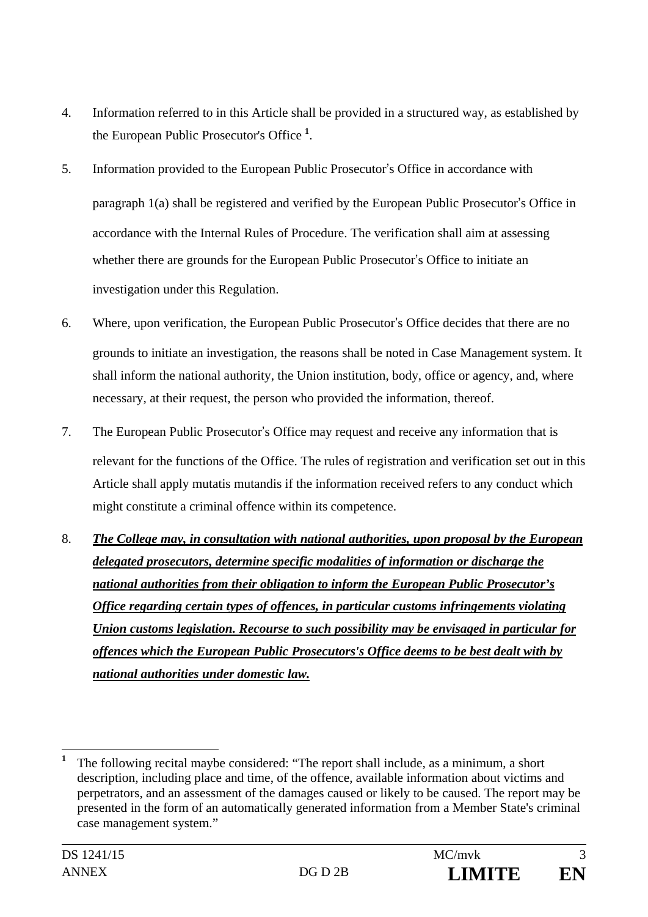4. Information referred to in this Article shall be provided in a structured way, as established by the European Public Prosecutor's Office [1].

5. Information provided to the European Public Prosecutor's Office in accordance with paragraph 1(a) shall be registered and verified by the European Public Prosecutor's Office in accordance with the Internal Rules of Procedure. The verification shall aim at assessing whether there are grounds for the European Public Prosecutor's Office to initiate an investigation under this Regulation.

6. Where, upon verification, the European Public Prosecutor's Office decides that there are no grounds to initiate an investigation, the reasons shall be noted in Case Management system. It shall inform the national authority, the Union institution, body, office or agency, and, where necessary, at their request, the person who provided the information, thereof.

7. The European Public Prosecutor's Office may request and receive any information that is relevant for the functions of the Office. The rules of registration and verification set out in this Article shall apply mutatis mutandis if the information received refers to any conduct which might constitute a criminal offence within its competence.

8. <u>***The College may, in consultation with national authorities, upon proposal by the European delegated prosecutors, determine specific modalities of information or discharge the national authorities from their obligation to inform the European Public Prosecutor's Office regarding certain types of offences, in particular customs infringements violating Union customs legislation. Recourse to such possibility may be envisaged in particular for offences which the European Public Prosecutors's Office deems to be best dealt with by national authorities under domestic law.***</u>

---

[1] The following recital maybe considered: "The report shall include, as a minimum, a short description, including place and time, of the offence, available information about victims and perpetrators, and an assessment of the damages caused or likely to be caused. The report may be presented in the form of an automatically generated information from a Member State's criminal case management system."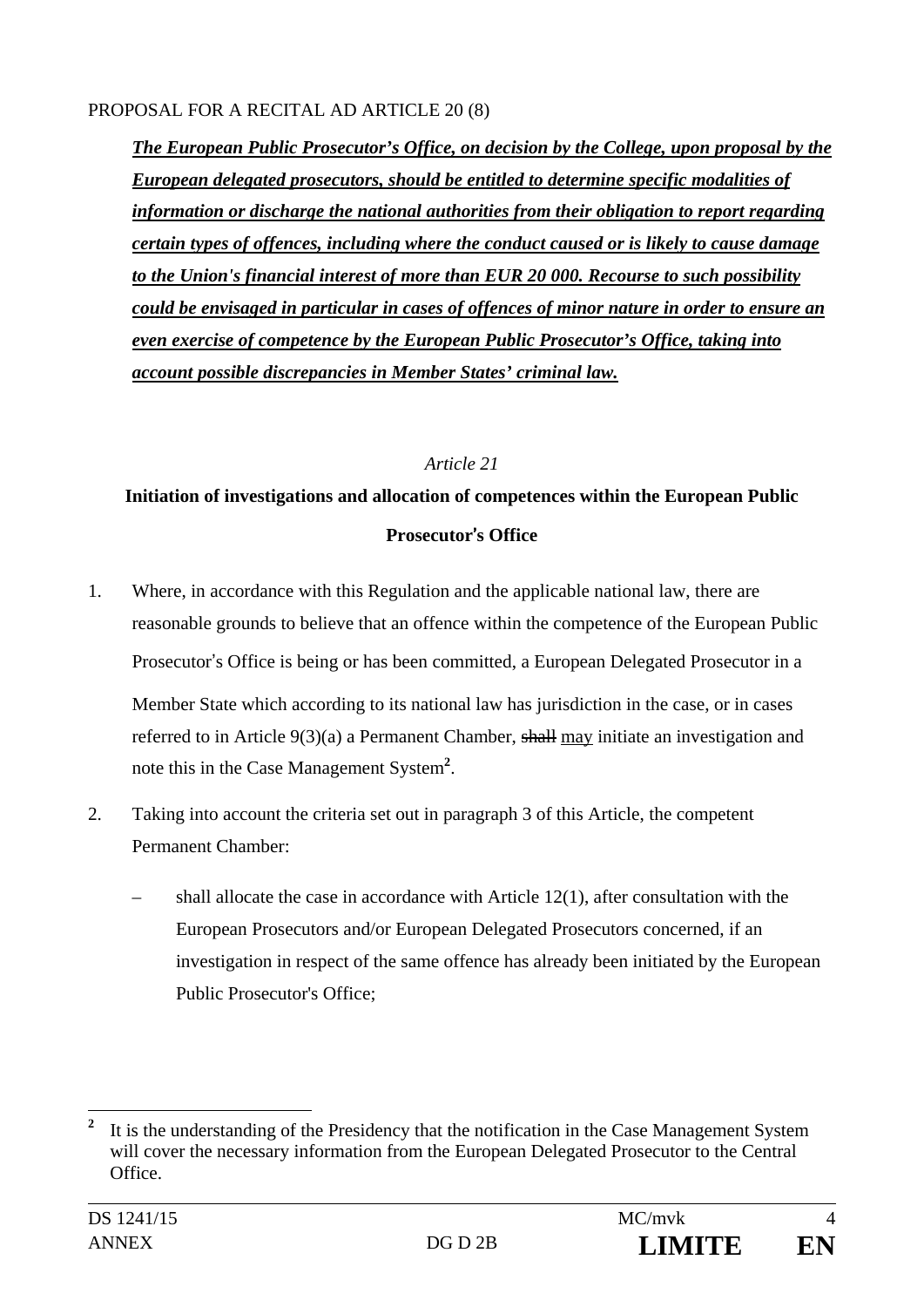PROPOSAL FOR A RECITAL AD ARTICLE 20 (8)

***<u>The European Public Prosecutor's Office, on decision by the College, upon proposal by the European delegated prosecutors, should be entitled to determine specific modalities of information or discharge the national authorities from their obligation to report regarding certain types of offences, including where the conduct caused or is likely to cause damage to the Union's financial interest of more than EUR 20 000. Recourse to such possibility could be envisaged in particular in cases of offences of minor nature in order to ensure an even exercise of competence by the European Public Prosecutor's Office, taking into account possible discrepancies in Member States' criminal law.</u>***

*Article 21*

**Initiation of investigations and allocation of competences within the European Public Prosecutor's Office**

1. Where, in accordance with this Regulation and the applicable national law, there are reasonable grounds to believe that an offence within the competence of the European Public Prosecutor's Office is being or has been committed, a European Delegated Prosecutor in a Member State which according to its national law has jurisdiction in the case, or in cases referred to in Article 9(3)(a) a Permanent Chamber, ~~shall~~ <u>may</u> initiate an investigation and note this in the Case Management System[2].

2. Taking into account the criteria set out in paragraph 3 of this Article, the competent Permanent Chamber:

   – shall allocate the case in accordance with Article 12(1), after consultation with the European Prosecutors and/or European Delegated Prosecutors concerned, if an investigation in respect of the same offence has already been initiated by the European Public Prosecutor's Office;

---

[2] It is the understanding of the Presidency that the notification in the Case Management System will cover the necessary information from the European Delegated Prosecutor to the Central Office.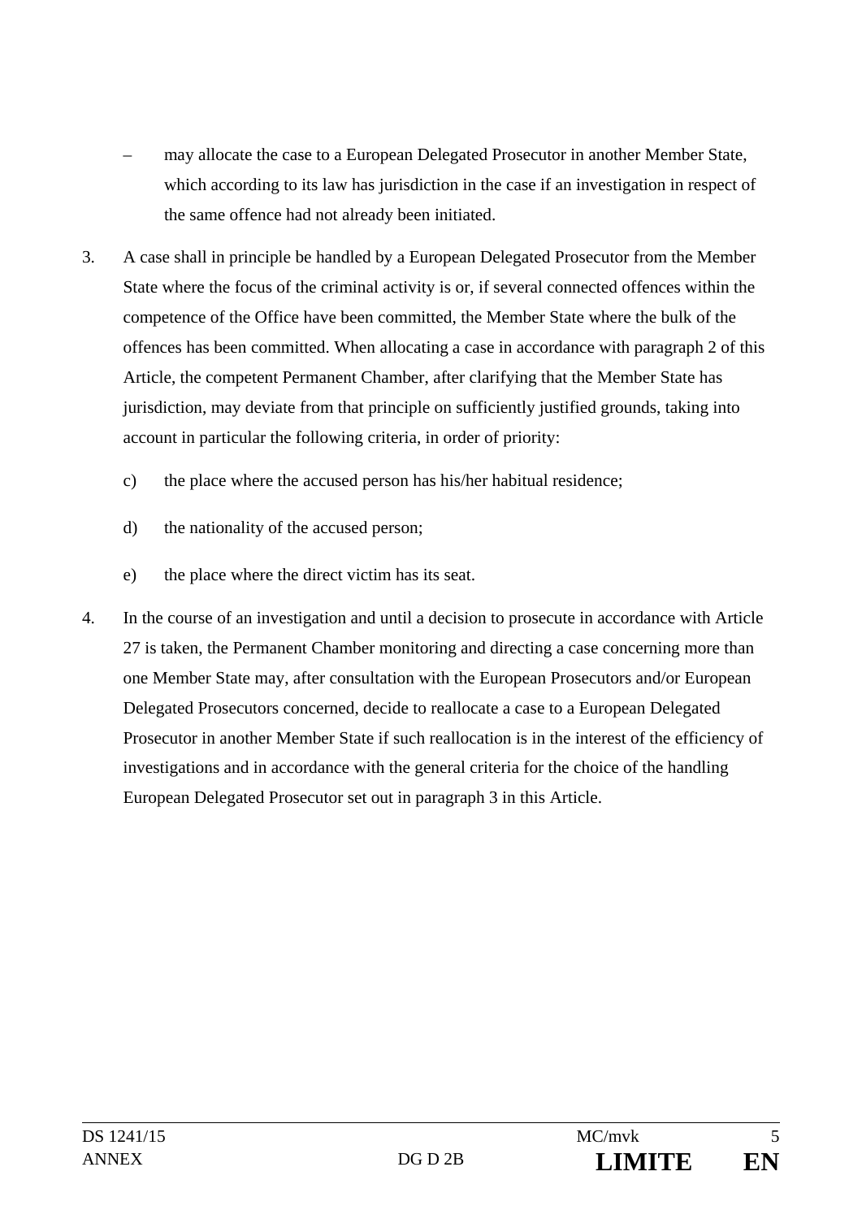– may allocate the case to a European Delegated Prosecutor in another Member State, which according to its law has jurisdiction in the case if an investigation in respect of the same offence had not already been initiated.

3. A case shall in principle be handled by a European Delegated Prosecutor from the Member State where the focus of the criminal activity is or, if several connected offences within the competence of the Office have been committed, the Member State where the bulk of the offences has been committed. When allocating a case in accordance with paragraph 2 of this Article, the competent Permanent Chamber, after clarifying that the Member State has jurisdiction, may deviate from that principle on sufficiently justified grounds, taking into account in particular the following criteria, in order of priority:

   c) the place where the accused person has his/her habitual residence;

   d) the nationality of the accused person;

   e) the place where the direct victim has its seat.

4. In the course of an investigation and until a decision to prosecute in accordance with Article 27 is taken, the Permanent Chamber monitoring and directing a case concerning more than one Member State may, after consultation with the European Prosecutors and/or European Delegated Prosecutors concerned, decide to reallocate a case to a European Delegated Prosecutor in another Member State if such reallocation is in the interest of the efficiency of investigations and in accordance with the general criteria for the choice of the handling European Delegated Prosecutor set out in paragraph 3 in this Article.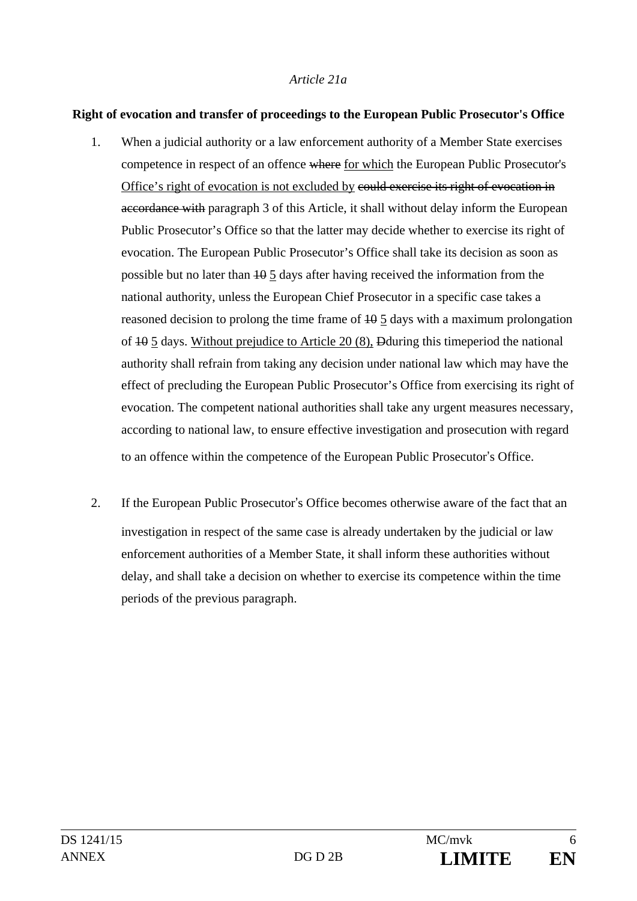*Article 21a*

**Right of evocation and transfer of proceedings to the European Public Prosecutor's Office**

1. When a judicial authority or a law enforcement authority of a Member State exercises competence in respect of an offence ~~where~~ <u>for which</u> the European Public Prosecutor's <u>Office's right of evocation is not excluded by</u> ~~could exercise its right of evocation in accordance with~~ paragraph 3 of this Article, it shall without delay inform the European Public Prosecutor's Office so that the latter may decide whether to exercise its right of evocation. The European Public Prosecutor's Office shall take its decision as soon as possible but no later than ~~10~~ <u>5</u> days after having received the information from the national authority, unless the European Chief Prosecutor in a specific case takes a reasoned decision to prolong the time frame of ~~10~~ <u>5</u> days with a maximum prolongation of ~~10~~ <u>5</u> days. <u>Without prejudice to Article 20 (8),</u> ~~D~~during this timeperiod the national authority shall refrain from taking any decision under national law which may have the effect of precluding the European Public Prosecutor's Office from exercising its right of evocation. The competent national authorities shall take any urgent measures necessary, according to national law, to ensure effective investigation and prosecution with regard to an offence within the competence of the European Public Prosecutor's Office.

2. If the European Public Prosecutor's Office becomes otherwise aware of the fact that an investigation in respect of the same case is already undertaken by the judicial or law enforcement authorities of a Member State, it shall inform these authorities without delay, and shall take a decision on whether to exercise its competence within the time periods of the previous paragraph.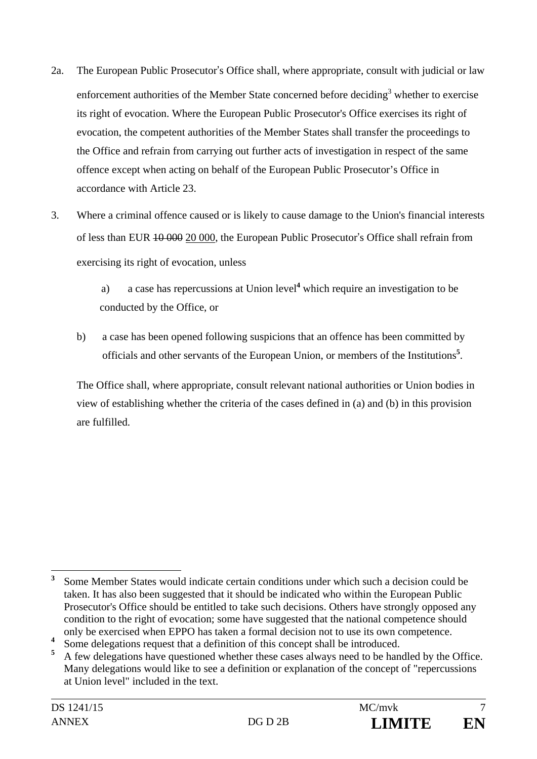2a. The European Public Prosecutor's Office shall, where appropriate, consult with judicial or law enforcement authorities of the Member State concerned before deciding[3] whether to exercise its right of evocation. Where the European Public Prosecutor's Office exercises its right of evocation, the competent authorities of the Member States shall transfer the proceedings to the Office and refrain from carrying out further acts of investigation in respect of the same offence except when acting on behalf of the European Public Prosecutor's Office in accordance with Article 23.

3. Where a criminal offence caused or is likely to cause damage to the Union's financial interests of less than EUR ~~10 000~~ <u>20 000</u>, the European Public Prosecutor's Office shall refrain from exercising its right of evocation, unless

   a) a case has repercussions at Union level[4] which require an investigation to be conducted by the Office, or

   b) a case has been opened following suspicions that an offence has been committed by officials and other servants of the European Union, or members of the Institutions[5].

   The Office shall, where appropriate, consult relevant national authorities or Union bodies in view of establishing whether the criteria of the cases defined in (a) and (b) in this provision are fulfilled.

---

[3] Some Member States would indicate certain conditions under which such a decision could be taken. It has also been suggested that it should be indicated who within the European Public Prosecutor's Office should be entitled to take such decisions. Others have strongly opposed any condition to the right of evocation; some have suggested that the national competence should only be exercised when EPPO has taken a formal decision not to use its own competence.

[4] Some delegations request that a definition of this concept shall be introduced.

[5] A few delegations have questioned whether these cases always need to be handled by the Office. Many delegations would like to see a definition or explanation of the concept of "repercussions at Union level" included in the text.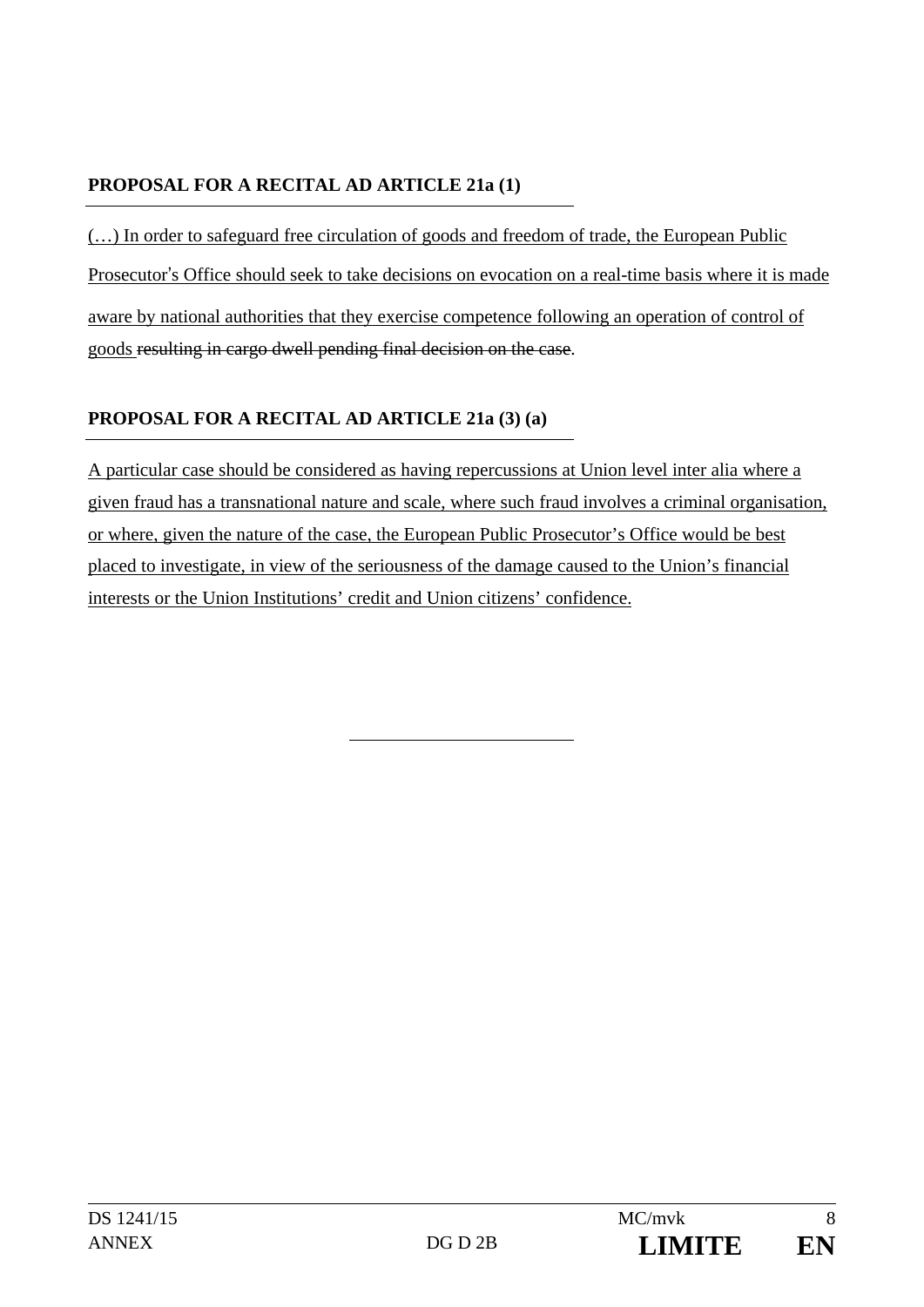**PROPOSAL FOR A RECITAL AD ARTICLE 21a (1)**

<u>(…) In order to safeguard free circulation of goods and freedom of trade, the European Public Prosecutor's Office should seek to take decisions on evocation on a real-time basis where it is made aware by national authorities that they exercise competence following an operation of control of goods</u> ~~resulting in cargo dwell pending final decision on the case~~.

**PROPOSAL FOR A RECITAL AD ARTICLE 21a (3) (a)**

<u>A particular case should be considered as having repercussions at Union level inter alia where a given fraud has a transnational nature and scale, where such fraud involves a criminal organisation, or where, given the nature of the case, the European Public Prosecutor's Office would be best placed to investigate, in view of the seriousness of the damage caused to the Union's financial interests or the Union Institutions' credit and Union citizens' confidence.</u>